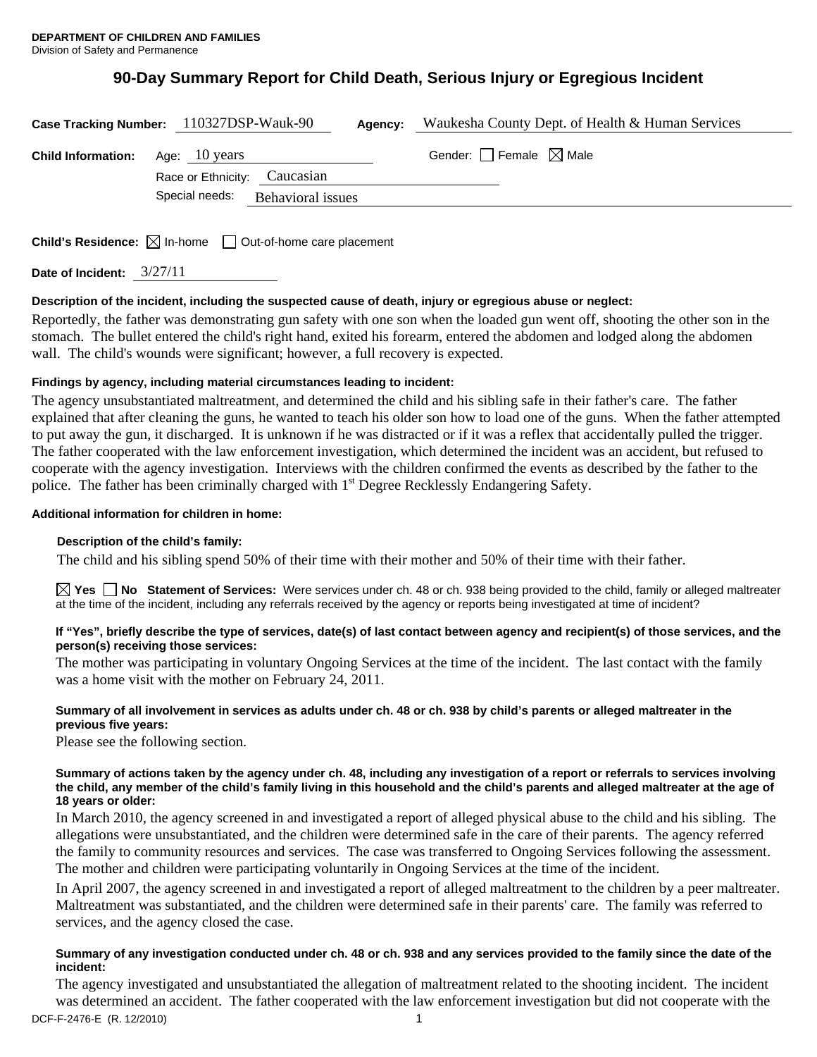**DEPARTMENT OF CHILDREN AND FAMILIES**
Division of Safety and Permanence

# 90-Day Summary Report for Child Death, Serious Injury or Egregious Incident

**Case Tracking Number:** 110327DSP-Wauk-90 **Agency:** Waukesha County Dept. of Health & Human Services

**Child Information:** Age: 10 years Gender: ☐ Female ☒ Male

Race or Ethnicity: Caucasian

Special needs: Behavioral issues

**Child's Residence:** ☒ In-home ☐ Out-of-home care placement

**Date of Incident:** 3/27/11

**Description of the incident, including the suspected cause of death, injury or egregious abuse or neglect:**

Reportedly, the father was demonstrating gun safety with one son when the loaded gun went off, shooting the other son in the stomach. The bullet entered the child's right hand, exited his forearm, entered the abdomen and lodged along the abdomen wall. The child's wounds were significant; however, a full recovery is expected.

**Findings by agency, including material circumstances leading to incident:**

The agency unsubstantiated maltreatment, and determined the child and his sibling safe in their father's care. The father explained that after cleaning the guns, he wanted to teach his older son how to load one of the guns. When the father attempted to put away the gun, it discharged. It is unknown if he was distracted or if it was a reflex that accidentally pulled the trigger. The father cooperated with the law enforcement investigation, which determined the incident was an accident, but refused to cooperate with the agency investigation. Interviews with the children confirmed the events as described by the father to the police. The father has been criminally charged with 1st Degree Recklessly Endangering Safety.

**Additional information for children in home:**

**Description of the child's family:**

The child and his sibling spend 50% of their time with their mother and 50% of their time with their father.

☒ **Yes** ☐ **No Statement of Services:** Were services under ch. 48 or ch. 938 being provided to the child, family or alleged maltreater at the time of the incident, including any referrals received by the agency or reports being investigated at time of incident?

**If "Yes", briefly describe the type of services, date(s) of last contact between agency and recipient(s) of those services, and the person(s) receiving those services:**

The mother was participating in voluntary Ongoing Services at the time of the incident. The last contact with the family was a home visit with the mother on February 24, 2011.

**Summary of all involvement in services as adults under ch. 48 or ch. 938 by child's parents or alleged maltreater in the previous five years:**

Please see the following section.

**Summary of actions taken by the agency under ch. 48, including any investigation of a report or referrals to services involving the child, any member of the child's family living in this household and the child's parents and alleged maltreater at the age of 18 years or older:**

In March 2010, the agency screened in and investigated a report of alleged physical abuse to the child and his sibling. The allegations were unsubstantiated, and the children were determined safe in the care of their parents. The agency referred the family to community resources and services. The case was transferred to Ongoing Services following the assessment. The mother and children were participating voluntarily in Ongoing Services at the time of the incident.

In April 2007, the agency screened in and investigated a report of alleged maltreatment to the children by a peer maltreater. Maltreatment was substantiated, and the children were determined safe in their parents' care. The family was referred to services, and the agency closed the case.

**Summary of any investigation conducted under ch. 48 or ch. 938 and any services provided to the family since the date of the incident:**

The agency investigated and unsubstantiated the allegation of maltreatment related to the shooting incident. The incident was determined an accident. The father cooperated with the law enforcement investigation but did not cooperate with the

DCF-F-2476-E (R. 12/2010)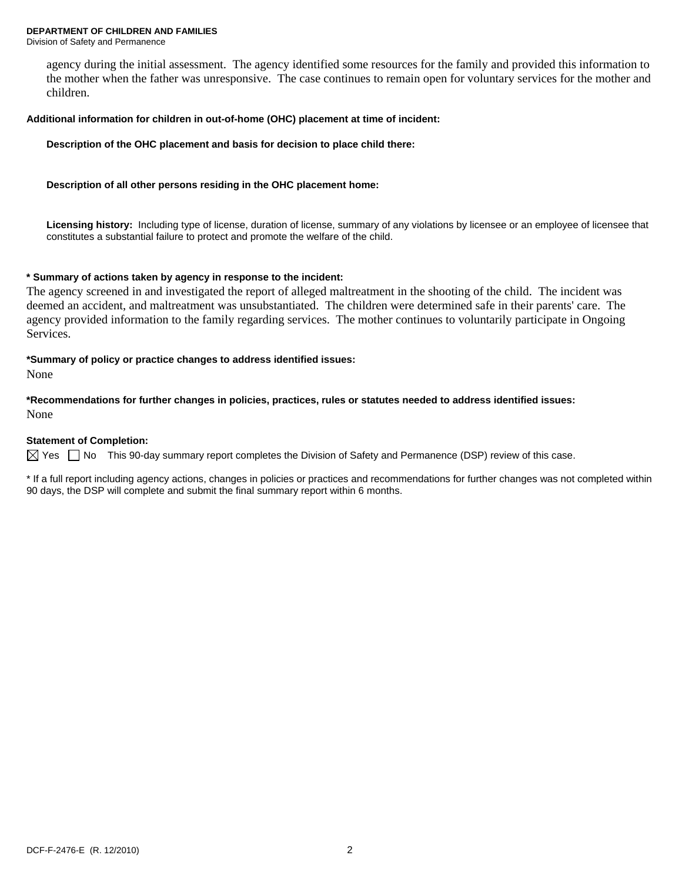agency during the initial assessment. The agency identified some resources for the family and provided this information to the mother when the father was unresponsive. The case continues to remain open for voluntary services for the mother and children.

**Additional information for children in out-of-home (OHC) placement at time of incident:**

**Description of the OHC placement and basis for decision to place child there:**

**Description of all other persons residing in the OHC placement home:**

**Licensing history:** Including type of license, duration of license, summary of any violations by licensee or an employee of licensee that constitutes a substantial failure to protect and promote the welfare of the child.

**\* Summary of actions taken by agency in response to the incident:**

The agency screened in and investigated the report of alleged maltreatment in the shooting of the child. The incident was deemed an accident, and maltreatment was unsubstantiated. The children were determined safe in their parents' care. The agency provided information to the family regarding services. The mother continues to voluntarily participate in Ongoing Services.

**\*Summary of policy or practice changes to address identified issues:**

None

**\*Recommendations for further changes in policies, practices, rules or statutes needed to address identified issues:**

None

**Statement of Completion:**

☒ Yes ☐ No This 90-day summary report completes the Division of Safety and Permanence (DSP) review of this case.

\* If a full report including agency actions, changes in policies or practices and recommendations for further changes was not completed within 90 days, the DSP will complete and submit the final summary report within 6 months.